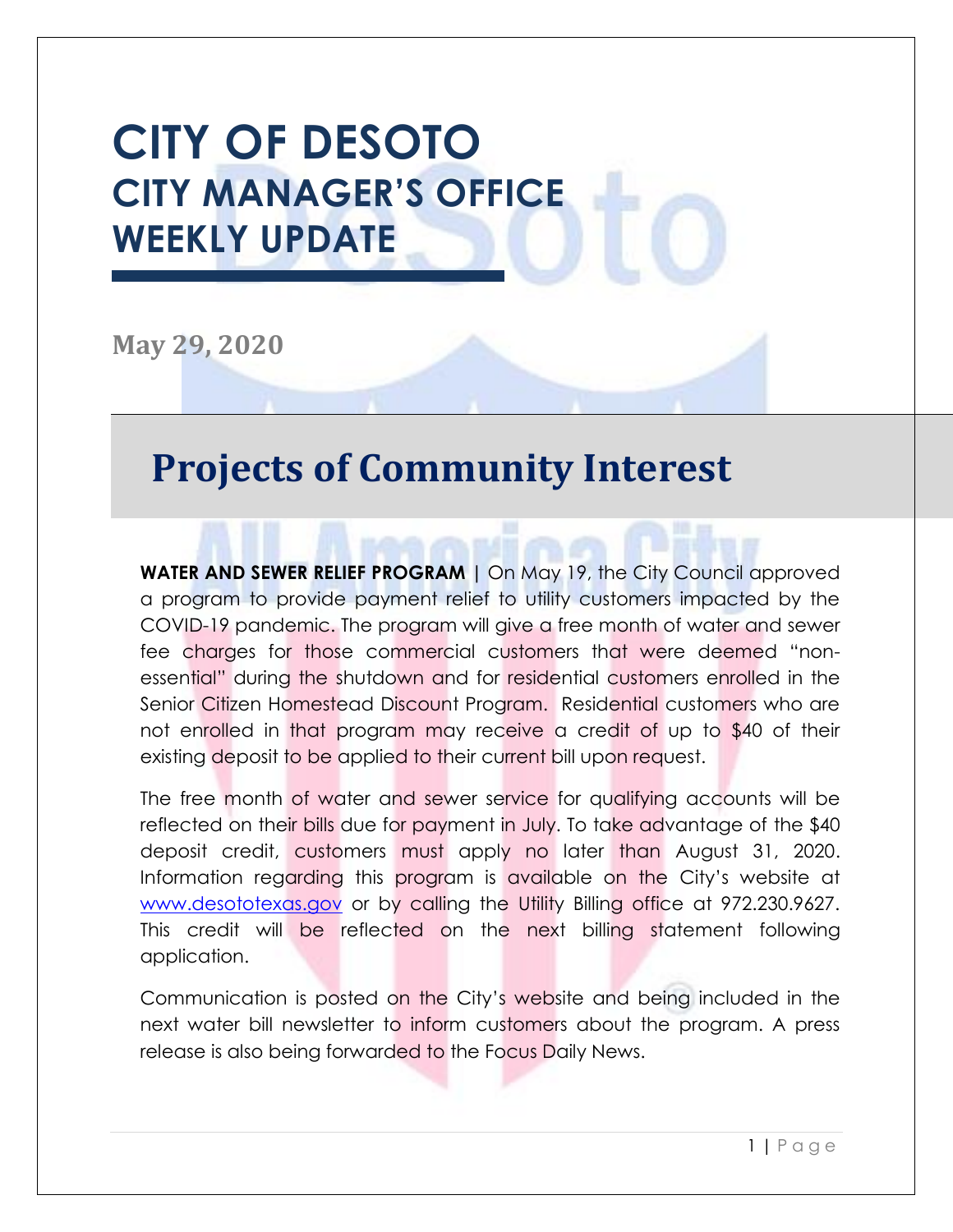# CITY OF DESOTO
## CITY MANAGER'S OFFICE
## WEEKLY UPDATE

**May 29, 2020**

# Projects of Community Interest

**WATER AND SEWER RELIEF PROGRAM |** On May 19, the City Council approved a program to provide payment relief to utility customers impacted by the COVID-19 pandemic. The program will give a free month of water and sewer fee charges for those commercial customers that were deemed "non-essential" during the shutdown and for residential customers enrolled in the Senior Citizen Homestead Discount Program. Residential customers who are not enrolled in that program may receive a credit of up to $40 of their existing deposit to be applied to their current bill upon request.

The free month of water and sewer service for qualifying accounts will be reflected on their bills due for payment in July. To take advantage of the $40 deposit credit, customers must apply no later than August 31, 2020. Information regarding this program is available on the City's website at www.desototexas.gov or by calling the Utility Billing office at 972.230.9627. This credit will be reflected on the next billing statement following application.

Communication is posted on the City's website and being included in the next water bill newsletter to inform customers about the program. A press release is also being forwarded to the Focus Daily News.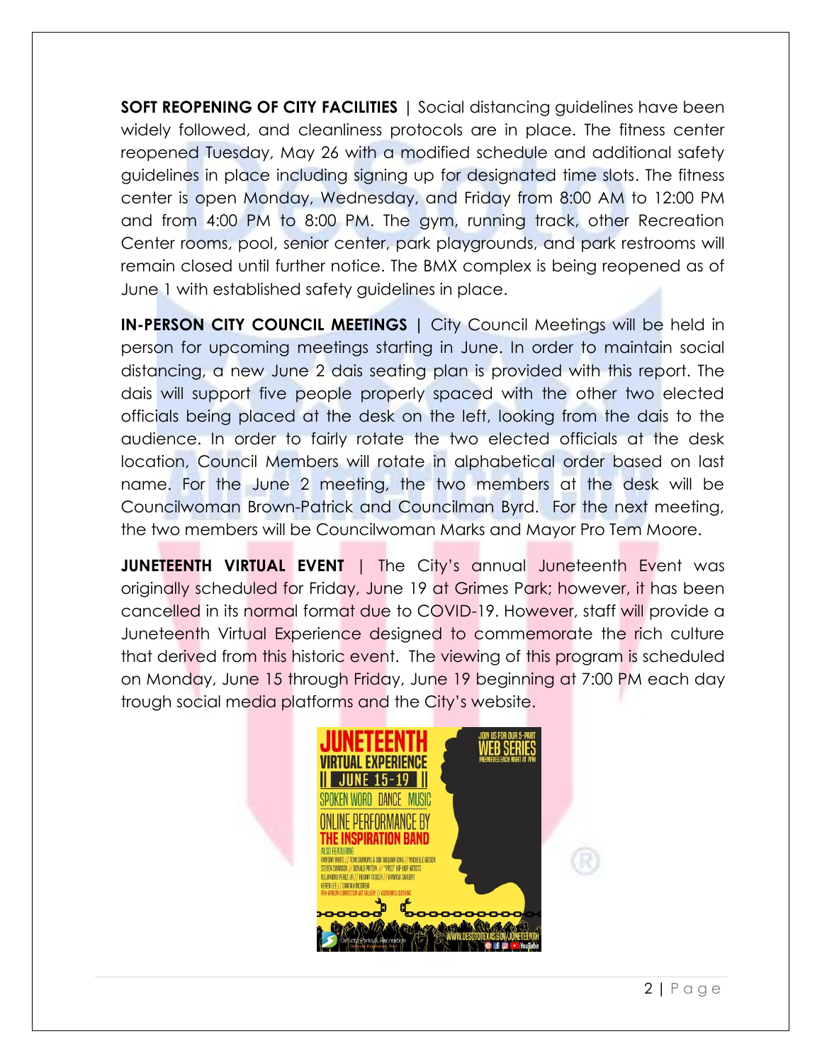**SOFT REOPENING OF CITY FACILITIES** | Social distancing guidelines have been widely followed, and cleanliness protocols are in place. The fitness center reopened Tuesday, May 26 with a modified schedule and additional safety guidelines in place including signing up for designated time slots. The fitness center is open Monday, Wednesday, and Friday from 8:00 AM to 12:00 PM and from 4:00 PM to 8:00 PM. The gym, running track, other Recreation Center rooms, pool, senior center, park playgrounds, and park restrooms will remain closed until further notice. The BMX complex is being reopened as of June 1 with established safety guidelines in place.

**IN-PERSON CITY COUNCIL MEETINGS** | City Council Meetings will be held in person for upcoming meetings starting in June. In order to maintain social distancing, a new June 2 dais seating plan is provided with this report. The dais will support five people properly spaced with the other two elected officials being placed at the desk on the left, looking from the dais to the audience. In order to fairly rotate the two elected officials at the desk location, Council Members will rotate in alphabetical order based on last name. For the June 2 meeting, the two members at the desk will be Councilwoman Brown-Patrick and Councilman Byrd. For the next meeting, the two members will be Councilwoman Marks and Mayor Pro Tem Moore.

**JUNETEENTH VIRTUAL EVENT** | The City's annual Juneteenth Event was originally scheduled for Friday, June 19 at Grimes Park; however, it has been cancelled in its normal format due to COVID-19. However, staff will provide a Juneteenth Virtual Experience designed to commemorate the rich culture that derived from this historic event. The viewing of this program is scheduled on Monday, June 15 through Friday, June 19 beginning at 7:00 PM each day trough social media platforms and the City's website.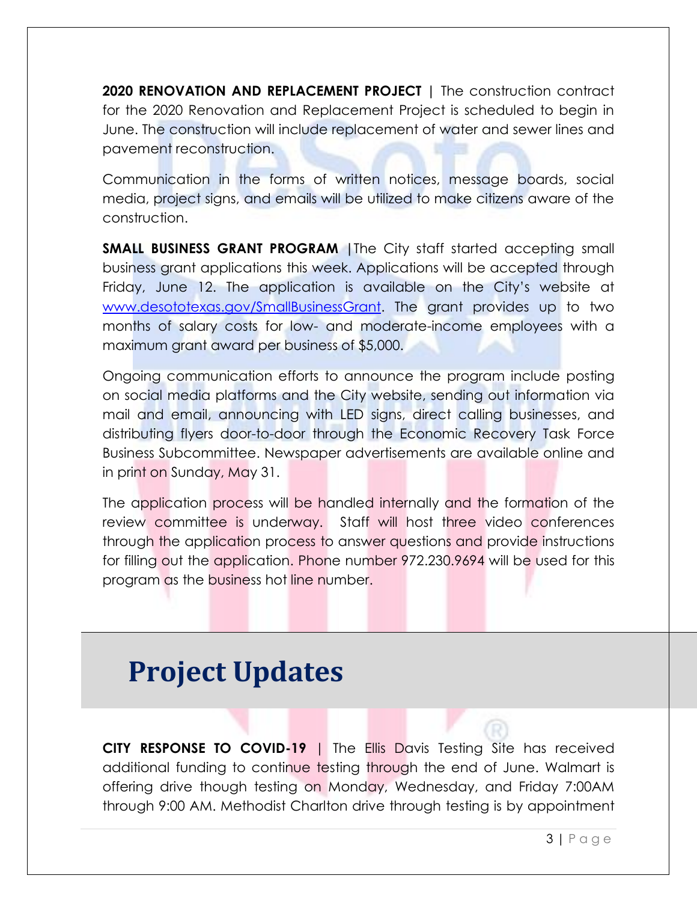**2020 RENOVATION AND REPLACEMENT PROJECT |** The construction contract for the 2020 Renovation and Replacement Project is scheduled to begin in June. The construction will include replacement of water and sewer lines and pavement reconstruction.

Communication in the forms of written notices, message boards, social media, project signs, and emails will be utilized to make citizens aware of the construction.

**SMALL BUSINESS GRANT PROGRAM |**The City staff started accepting small business grant applications this week. Applications will be accepted through Friday, June 12. The application is available on the City's website at [www.desototexas.gov/SmallBusinessGrant](www.desototexas.gov/SmallBusinessGrant). The grant provides up to two months of salary costs for low- and moderate-income employees with a maximum grant award per business of $5,000.

Ongoing communication efforts to announce the program include posting on social media platforms and the City website, sending out information via mail and email, announcing with LED signs, direct calling businesses, and distributing flyers door-to-door through the Economic Recovery Task Force Business Subcommittee. Newspaper advertisements are available online and in print on Sunday, May 31.

The application process will be handled internally and the formation of the review committee is underway. Staff will host three video conferences through the application process to answer questions and provide instructions for filling out the application. Phone number 972.230.9694 will be used for this program as the business hot line number.

# Project Updates

**CITY RESPONSE TO COVID-19 |** The Ellis Davis Testing Site has received additional funding to continue testing through the end of June. Walmart is offering drive though testing on Monday, Wednesday, and Friday 7:00AM through 9:00 AM. Methodist Charlton drive through testing is by appointment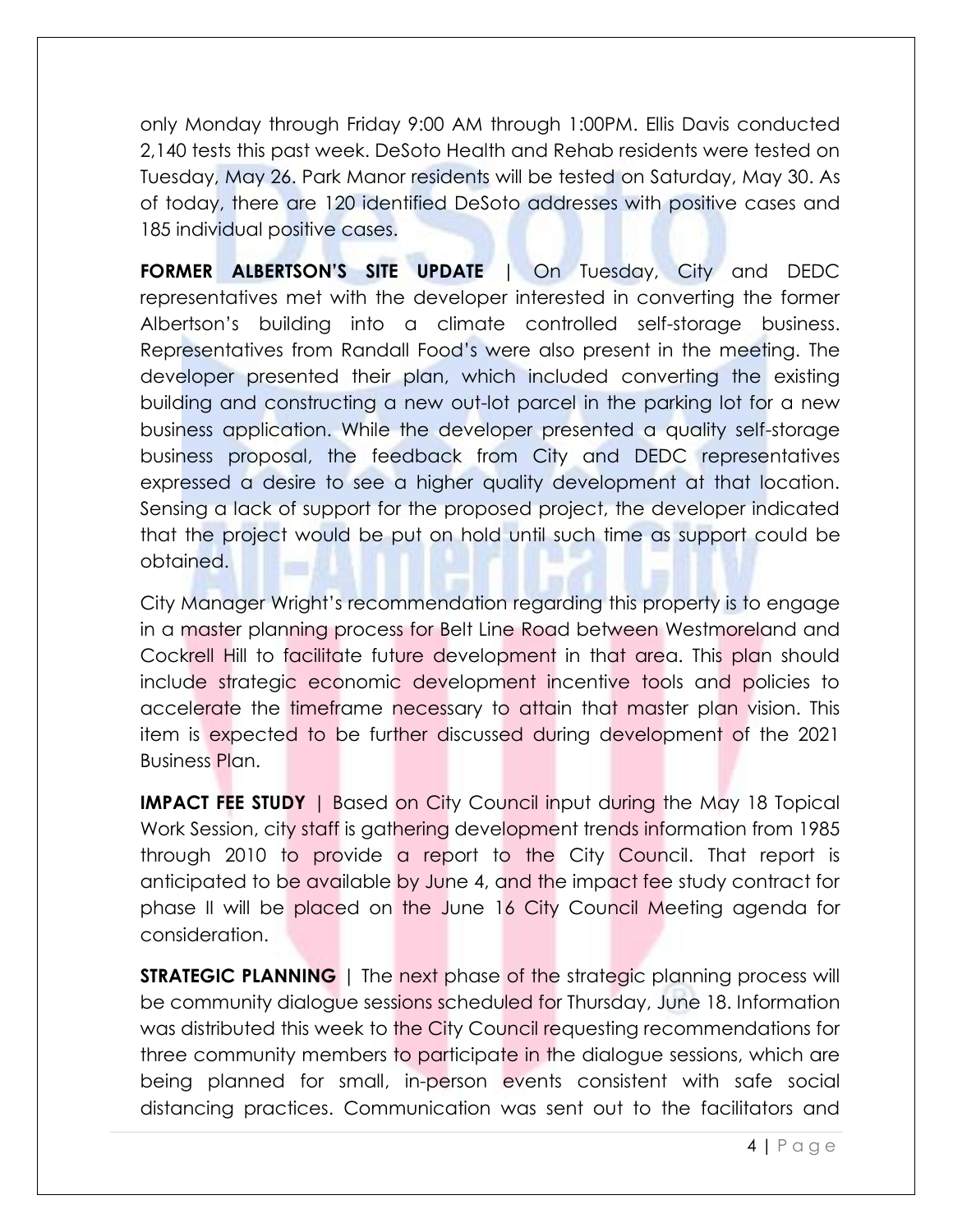only Monday through Friday 9:00 AM through 1:00PM. Ellis Davis conducted 2,140 tests this past week. DeSoto Health and Rehab residents were tested on Tuesday, May 26. Park Manor residents will be tested on Saturday, May 30. As of today, there are 120 identified DeSoto addresses with positive cases and 185 individual positive cases.

**FORMER ALBERTSON'S SITE UPDATE** | On Tuesday, City and DEDC representatives met with the developer interested in converting the former Albertson's building into a climate controlled self-storage business. Representatives from Randall Food's were also present in the meeting. The developer presented their plan, which included converting the existing building and constructing a new out-lot parcel in the parking lot for a new business application. While the developer presented a quality self-storage business proposal, the feedback from City and DEDC representatives expressed a desire to see a higher quality development at that location. Sensing a lack of support for the proposed project, the developer indicated that the project would be put on hold until such time as support could be obtained.

City Manager Wright's recommendation regarding this property is to engage in a master planning process for Belt Line Road between Westmoreland and Cockrell Hill to facilitate future development in that area. This plan should include strategic economic development incentive tools and policies to accelerate the timeframe necessary to attain that master plan vision. This item is expected to be further discussed during development of the 2021 Business Plan.

**IMPACT FEE STUDY** | Based on City Council input during the May 18 Topical Work Session, city staff is gathering development trends information from 1985 through 2010 to provide a report to the City Council. That report is anticipated to be available by June 4, and the impact fee study contract for phase II will be placed on the June 16 City Council Meeting agenda for consideration.

**STRATEGIC PLANNING** | The next phase of the strategic planning process will be community dialogue sessions scheduled for Thursday, June 18. Information was distributed this week to the City Council requesting recommendations for three community members to participate in the dialogue sessions, which are being planned for small, in-person events consistent with safe social distancing practices. Communication was sent out to the facilitators and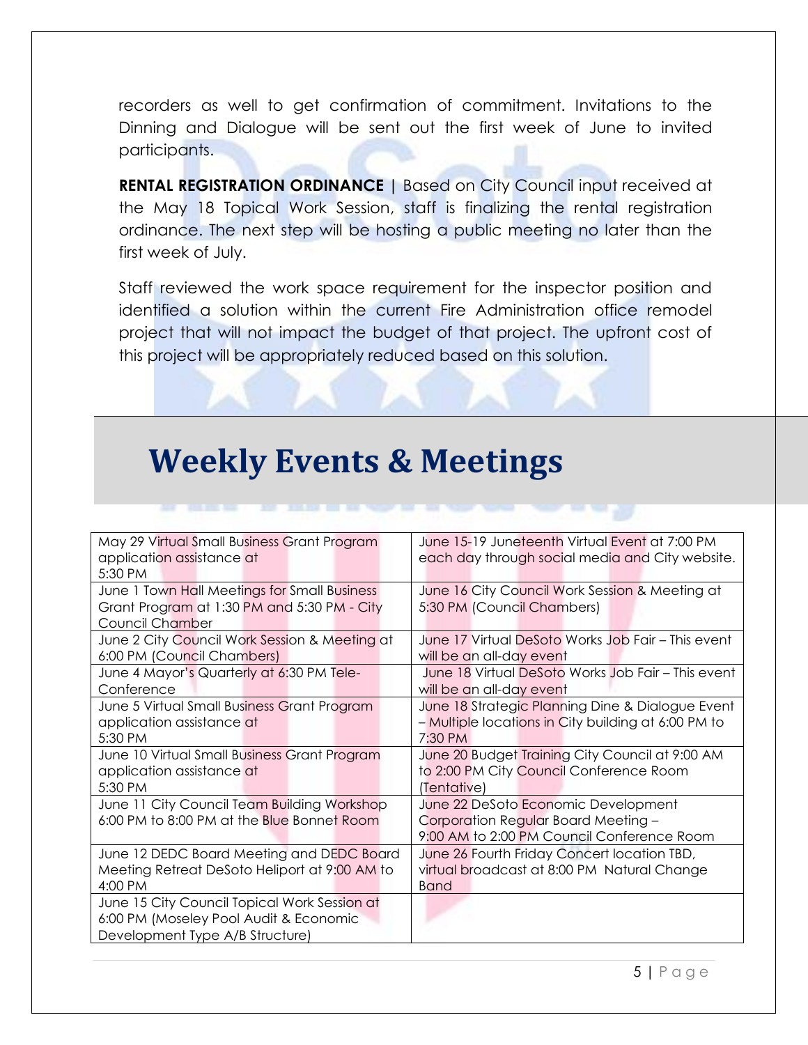recorders as well to get confirmation of commitment. Invitations to the Dinning and Dialogue will be sent out the first week of June to invited participants.

**RENTAL REGISTRATION ORDINANCE |** Based on City Council input received at the May 18 Topical Work Session, staff is finalizing the rental registration ordinance. The next step will be hosting a public meeting no later than the first week of July.

Staff reviewed the work space requirement for the inspector position and identified a solution within the current Fire Administration office remodel project that will not impact the budget of that project. The upfront cost of this project will be appropriately reduced based on this solution.

# Weekly Events & Meetings

| | |
|---|---|
| May 29 Virtual Small Business Grant Program application assistance at 5:30 PM | June 15-19 Juneteenth Virtual Event at 7:00 PM each day through social media and City website. |
| June 1 Town Hall Meetings for Small Business Grant Program at 1:30 PM and 5:30 PM - City Council Chamber | June 16 City Council Work Session & Meeting at 5:30 PM (Council Chambers) |
| June 2 City Council Work Session & Meeting at 6:00 PM (Council Chambers) | June 17 Virtual DeSoto Works Job Fair – This event will be an all-day event |
| June 4 Mayor's Quarterly at 6:30 PM Tele-Conference | June 18 Virtual DeSoto Works Job Fair – This event will be an all-day event |
| June 5 Virtual Small Business Grant Program application assistance at 5:30 PM | June 18 Strategic Planning Dine & Dialogue Event – Multiple locations in City building at 6:00 PM to 7:30 PM |
| June 10 Virtual Small Business Grant Program application assistance at 5:30 PM | June 20 Budget Training City Council at 9:00 AM to 2:00 PM City Council Conference Room (Tentative) |
| June 11 City Council Team Building Workshop 6:00 PM to 8:00 PM at the Blue Bonnet Room | June 22 DeSoto Economic Development Corporation Regular Board Meeting – 9:00 AM to 2:00 PM Council Conference Room |
| June 12 DEDC Board Meeting and DEDC Board Meeting Retreat DeSoto Heliport at 9:00 AM to 4:00 PM | June 26 Fourth Friday Concert location TBD, virtual broadcast at 8:00 PM Natural Change Band |
| June 15 City Council Topical Work Session at 6:00 PM (Moseley Pool Audit & Economic Development Type A/B Structure) | |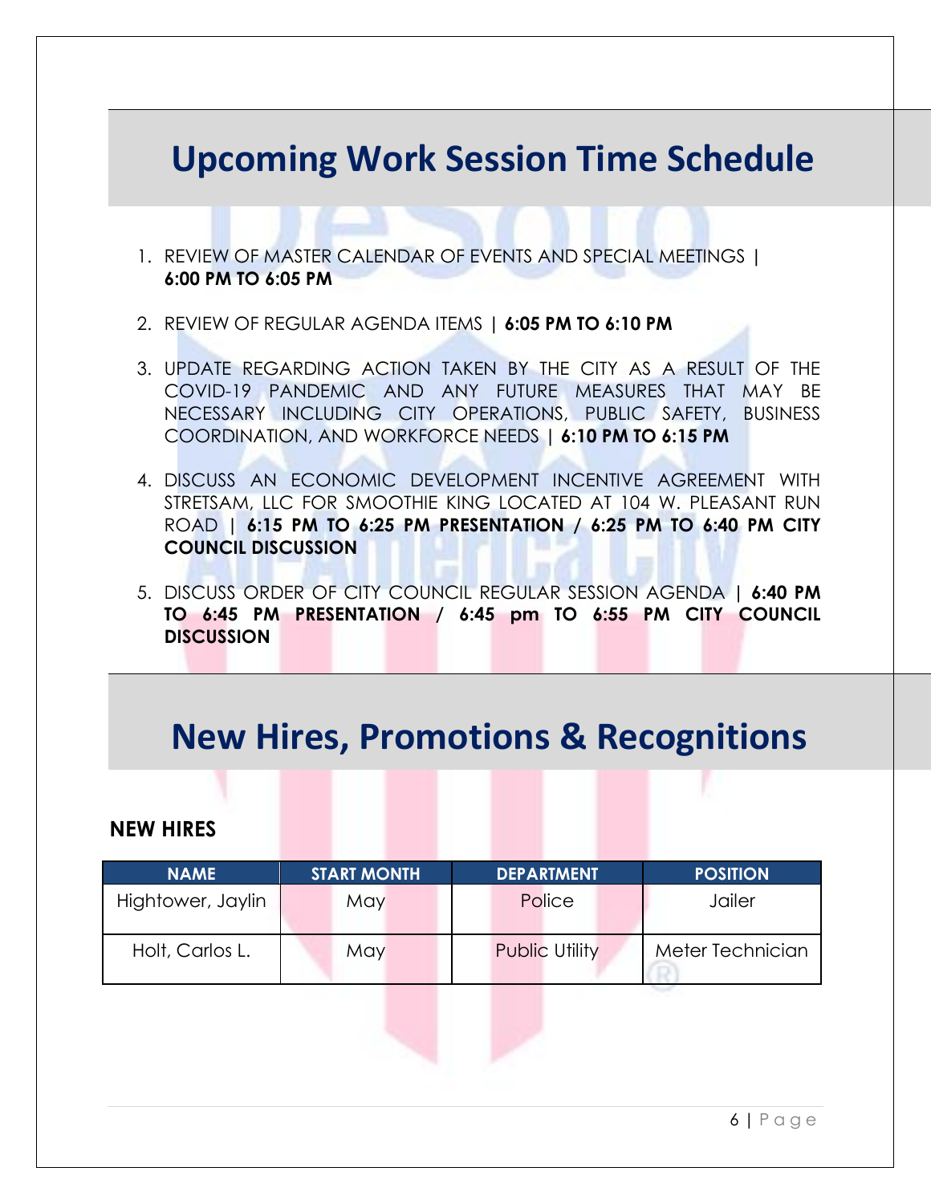# Upcoming Work Session Time Schedule

1. REVIEW OF MASTER CALENDAR OF EVENTS AND SPECIAL MEETINGS | **6:00 PM TO 6:05 PM**
2. REVIEW OF REGULAR AGENDA ITEMS | **6:05 PM TO 6:10 PM**
3. UPDATE REGARDING ACTION TAKEN BY THE CITY AS A RESULT OF THE COVID-19 PANDEMIC AND ANY FUTURE MEASURES THAT MAY BE NECESSARY INCLUDING CITY OPERATIONS, PUBLIC SAFETY, BUSINESS COORDINATION, AND WORKFORCE NEEDS | **6:10 PM TO 6:15 PM**
4. DISCUSS AN ECONOMIC DEVELOPMENT INCENTIVE AGREEMENT WITH STRETSAM, LLC FOR SMOOTHIE KING LOCATED AT 104 W. PLEASANT RUN ROAD | **6:15 PM TO 6:25 PM PRESENTATION / 6:25 PM TO 6:40 PM CITY COUNCIL DISCUSSION**
5. DISCUSS ORDER OF CITY COUNCIL REGULAR SESSION AGENDA | **6:40 PM TO 6:45 PM PRESENTATION / 6:45 pm TO 6:55 PM CITY COUNCIL DISCUSSION**

# New Hires, Promotions & Recognitions

### NEW HIRES

| NAME | START MONTH | DEPARTMENT | POSITION |
|---|---|---|---|
| Hightower, Jaylin | May | Police | Jailer |
| Holt, Carlos L. | May | Public Utility | Meter Technician |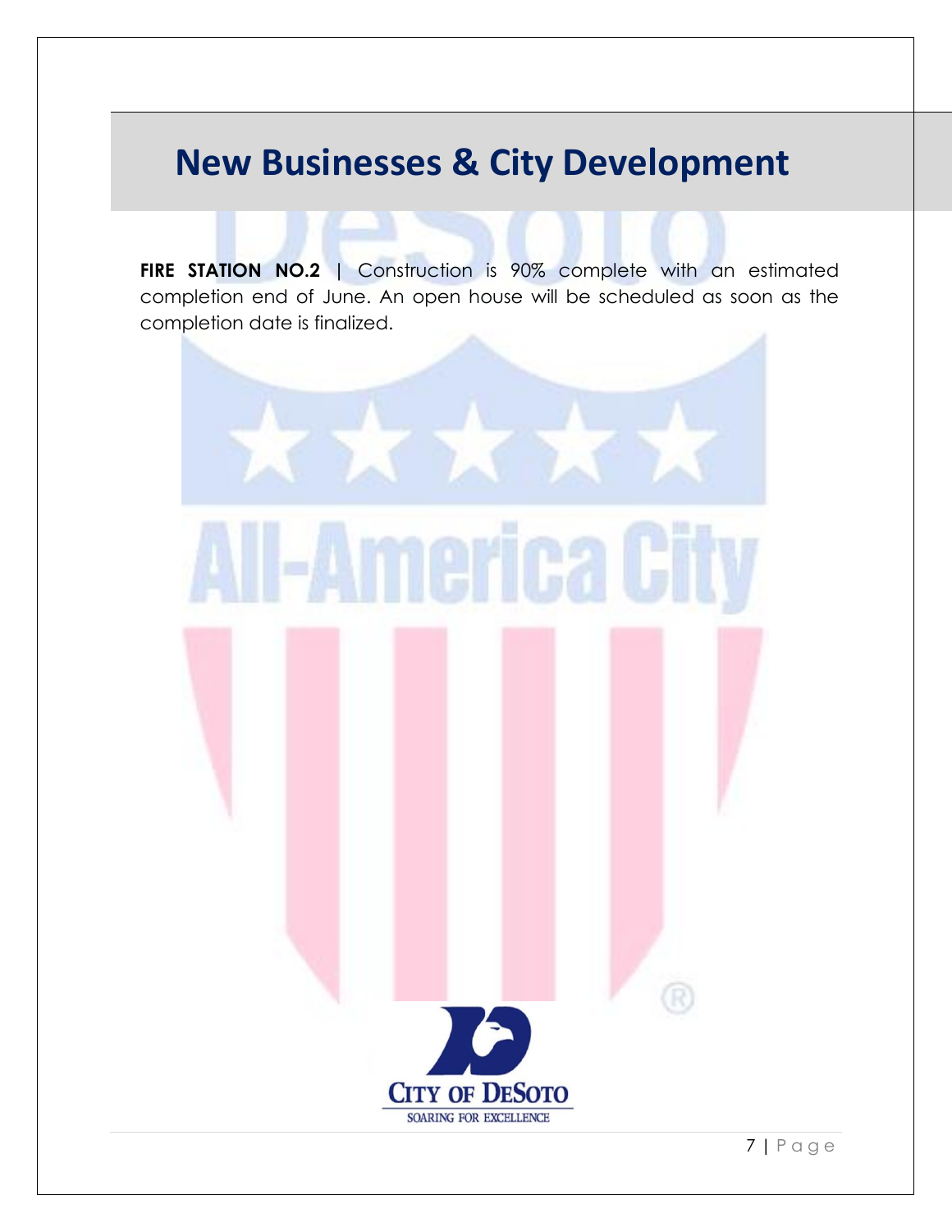# New Businesses & City Development

**FIRE STATION NO.2** | Construction is 90% complete with an estimated completion end of June. An open house will be scheduled as soon as the completion date is finalized.